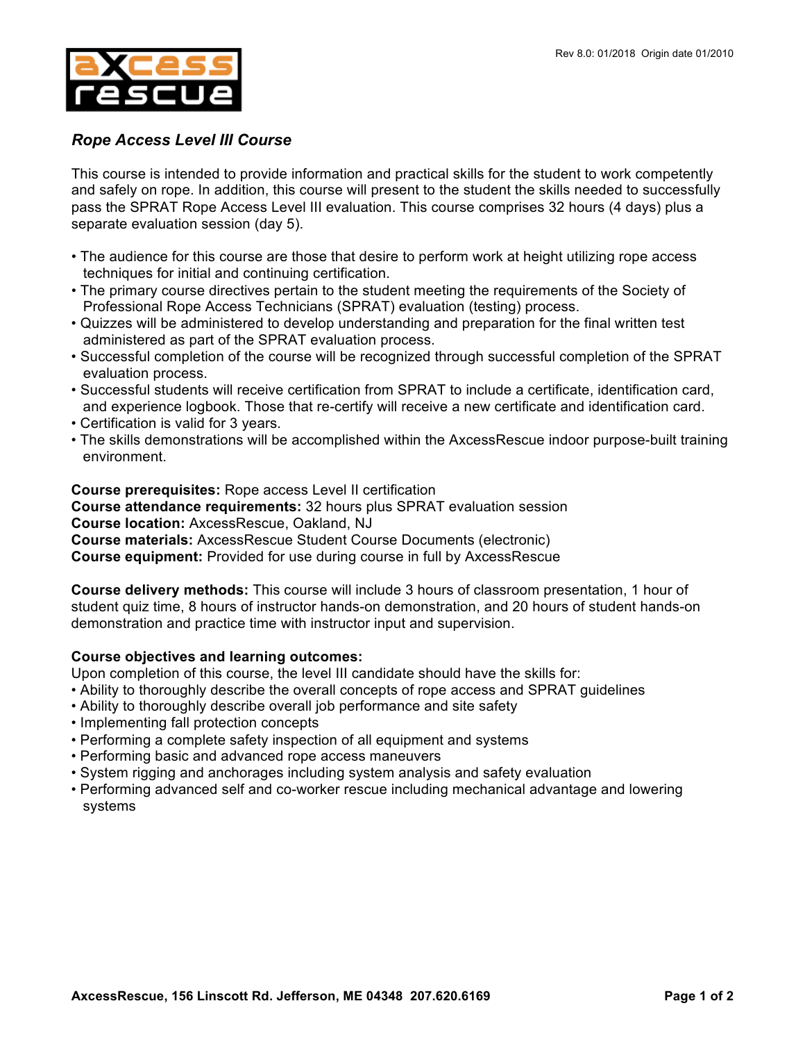Rev 8.0: 01/2018 Origin date 01/2010

# *Rope Access Level III Course*

This course is intended to provide information and practical skills for the student to work competently and safely on rope. In addition, this course will present to the student the skills needed to successfully pass the SPRAT Rope Access Level III evaluation. This course comprises 32 hours (4 days) plus a separate evaluation session (day 5).

- The audience for this course are those that desire to perform work at height utilizing rope access techniques for initial and continuing certification.
- The primary course directives pertain to the student meeting the requirements of the Society of Professional Rope Access Technicians (SPRAT) evaluation (testing) process.
- Quizzes will be administered to develop understanding and preparation for the final written test administered as part of the SPRAT evaluation process.
- Successful completion of the course will be recognized through successful completion of the SPRAT evaluation process.
- Successful students will receive certification from SPRAT to include a certificate, identification card, and experience logbook. Those that re-certify will receive a new certificate and identification card.
- Certification is valid for 3 years.
- The skills demonstrations will be accomplished within the AxcessRescue indoor purpose-built training environment.

**Course prerequisites:** Rope access Level II certification
**Course attendance requirements:** 32 hours plus SPRAT evaluation session
**Course location:** AxcessRescue, Oakland, NJ
**Course materials:** AxcessRescue Student Course Documents (electronic)
**Course equipment:** Provided for use during course in full by AxcessRescue

**Course delivery methods:** This course will include 3 hours of classroom presentation, 1 hour of student quiz time, 8 hours of instructor hands-on demonstration, and 20 hours of student hands-on demonstration and practice time with instructor input and supervision.

**Course objectives and learning outcomes:**
Upon completion of this course, the level III candidate should have the skills for:

- Ability to thoroughly describe the overall concepts of rope access and SPRAT guidelines
- Ability to thoroughly describe overall job performance and site safety
- Implementing fall protection concepts
- Performing a complete safety inspection of all equipment and systems
- Performing basic and advanced rope access maneuvers
- System rigging and anchorages including system analysis and safety evaluation
- Performing advanced self and co-worker rescue including mechanical advantage and lowering systems

AxcessRescue, 156 Linscott Rd. Jefferson, ME 04348 207.620.6169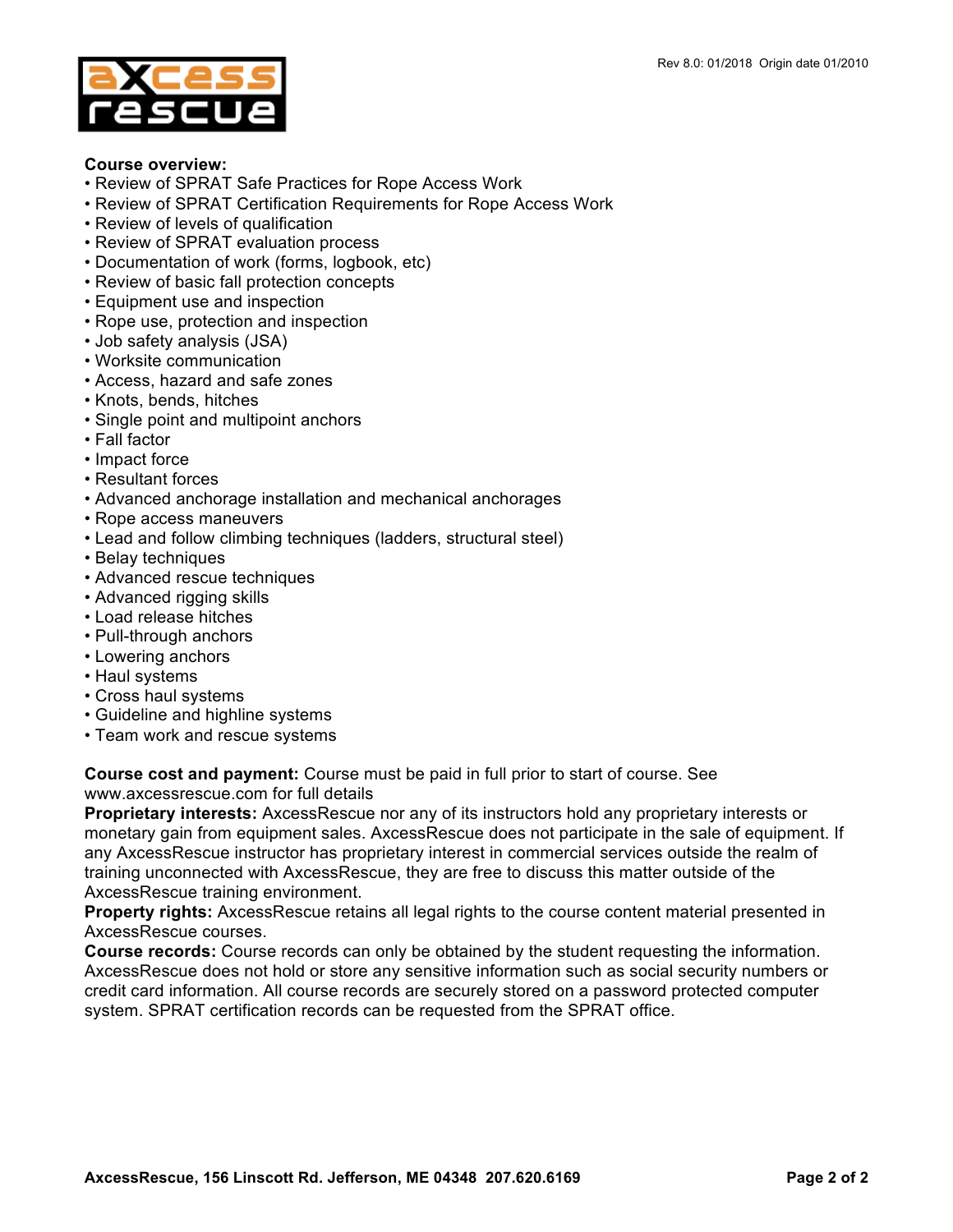**Course overview:**

- Review of SPRAT Safe Practices for Rope Access Work
- Review of SPRAT Certification Requirements for Rope Access Work
- Review of levels of qualification
- Review of SPRAT evaluation process
- Documentation of work (forms, logbook, etc)
- Review of basic fall protection concepts
- Equipment use and inspection
- Rope use, protection and inspection
- Job safety analysis (JSA)
- Worksite communication
- Access, hazard and safe zones
- Knots, bends, hitches
- Single point and multipoint anchors
- Fall factor
- Impact force
- Resultant forces
- Advanced anchorage installation and mechanical anchorages
- Rope access maneuvers
- Lead and follow climbing techniques (ladders, structural steel)
- Belay techniques
- Advanced rescue techniques
- Advanced rigging skills
- Load release hitches
- Pull-through anchors
- Lowering anchors
- Haul systems
- Cross haul systems
- Guideline and highline systems
- Team work and rescue systems

**Course cost and payment:** Course must be paid in full prior to start of course. See www.axcessrescue.com for full details

**Proprietary interests:** AxcessRescue nor any of its instructors hold any proprietary interests or monetary gain from equipment sales. AxcessRescue does not participate in the sale of equipment. If any AxcessRescue instructor has proprietary interest in commercial services outside the realm of training unconnected with AxcessRescue, they are free to discuss this matter outside of the AxcessRescue training environment.

**Property rights:** AxcessRescue retains all legal rights to the course content material presented in AxcessRescue courses.

**Course records:** Course records can only be obtained by the student requesting the information. AxcessRescue does not hold or store any sensitive information such as social security numbers or credit card information. All course records are securely stored on a password protected computer system. SPRAT certification records can be requested from the SPRAT office.